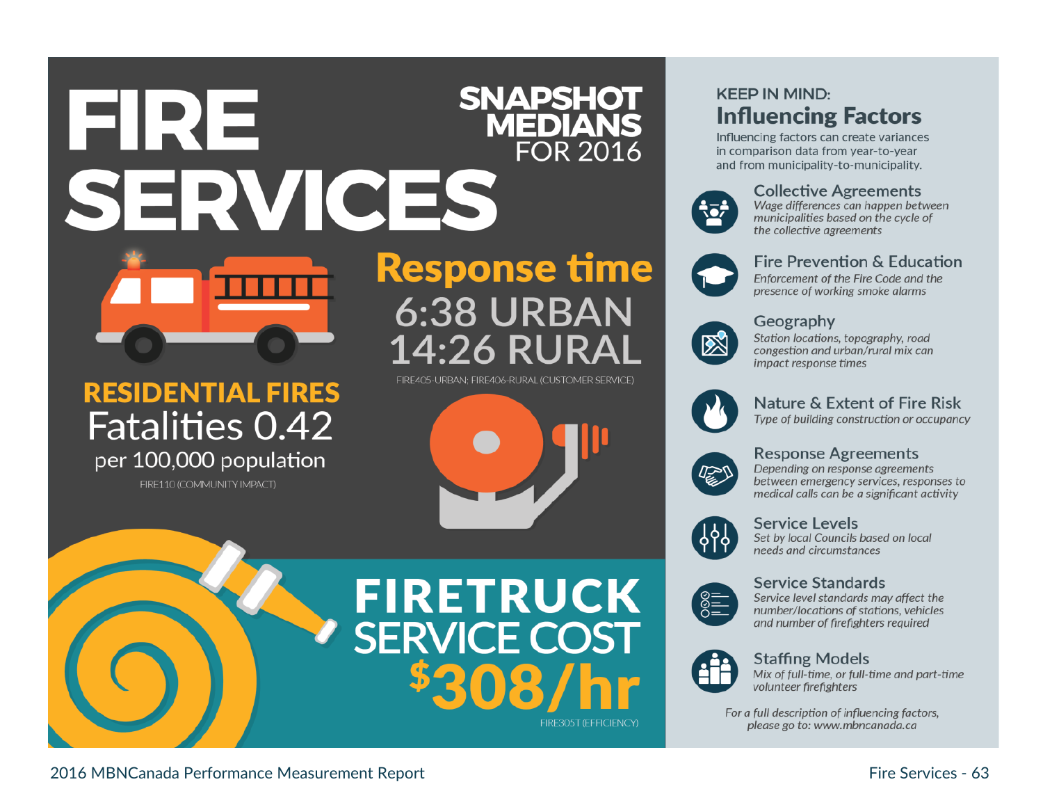# FIRE SERVICES

## SNAPSHOT MEDIANS FOR 2016

### Response time

6:38 URBAN

14:26 RURAL

FIRE405-URBAN; FIRE406-RURAL (CUSTOMER SERVICE)

### RESIDENTIAL FIRES

Fatalities 0.42

per 100,000 population

FIRE110 (COMMUNITY IMPACT)

### FIRETRUCK SERVICE COST

$308/hr

FIRE305T (EFFICIENCY)

## KEEP IN MIND: Influencing Factors

Influencing factors can create variances in comparison data from year-to-year and from municipality-to-municipality.

**Collective Agreements**
*Wage differences can happen between municipalities based on the cycle of the collective agreements*

**Fire Prevention & Education**
*Enforcement of the Fire Code and the presence of working smoke alarms*

**Geography**
*Station locations, topography, road congestion and urban/rural mix can impact response times*

**Nature & Extent of Fire Risk**
*Type of building construction or occupancy*

**Response Agreements**
*Depending on response agreements between emergency services, responses to medical calls can be a significant activity*

**Service Levels**
*Set by local Councils based on local needs and circumstances*

**Service Standards**
*Service level standards may affect the number/locations of stations, vehicles and number of firefighters required*

**Staffing Models**
*Mix of full-time, or full-time and part-time volunteer firefighters*

*For a full description of influencing factors, please go to: www.mbncanada.ca*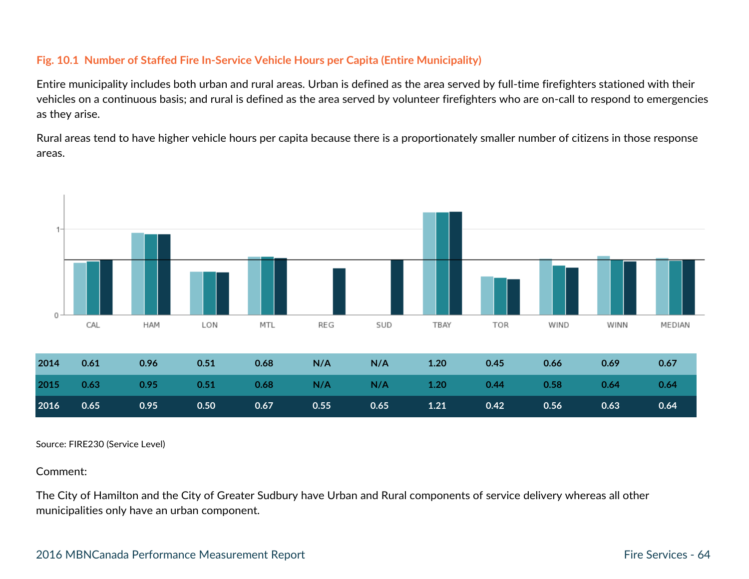**Fig. 10.1 Number of Staffed Fire In-Service Vehicle Hours per Capita (Entire Municipality)**

Entire municipality includes both urban and rural areas. Urban is defined as the area served by full-time firefighters stationed with their vehicles on a continuous basis; and rural is defined as the area served by volunteer firefighters who are on-call to respond to emergencies as they arise.

Rural areas tend to have higher vehicle hours per capita because there is a proportionately smaller number of citizens in those response areas.

| | CAL | HAM | LON | MTL | REG | SUD | TBAY | TOR | WIND | WINN | MEDIAN |
|---|---|---|---|---|---|---|---|---|---|---|---|
| 2014 | 0.61 | 0.96 | 0.51 | 0.68 | N/A | N/A | 1.20 | 0.45 | 0.66 | 0.69 | 0.67 |
| 2015 | 0.63 | 0.95 | 0.51 | 0.68 | N/A | N/A | 1.20 | 0.44 | 0.58 | 0.64 | 0.64 |
| 2016 | 0.65 | 0.95 | 0.50 | 0.67 | 0.55 | 0.65 | 1.21 | 0.42 | 0.56 | 0.63 | 0.64 |

Source: FIRE230 (Service Level)

Comment:

The City of Hamilton and the City of Greater Sudbury have Urban and Rural components of service delivery whereas all other municipalities only have an urban component.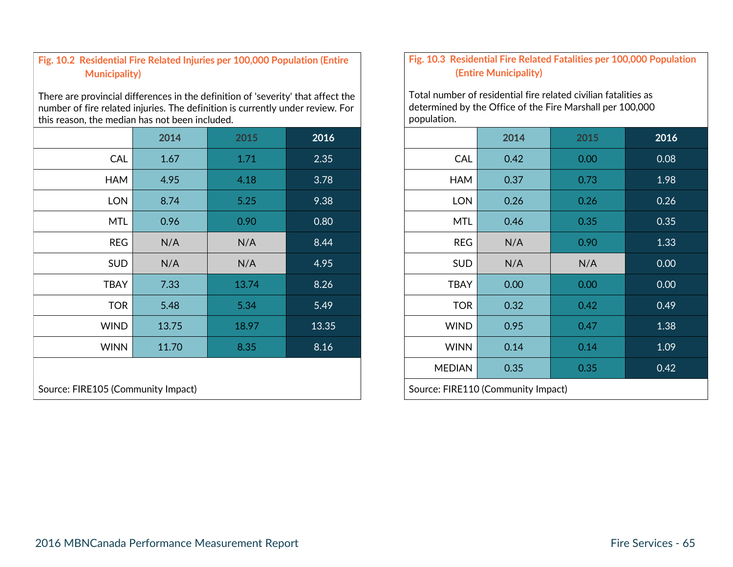### Fig. 10.2 Residential Fire Related Injuries per 100,000 Population (Entire Municipality)

There are provincial differences in the definition of 'severity' that affect the number of fire related injuries. The definition is currently under review. For this reason, the median has not been included.

| | 2014 | 2015 | 2016 |
|---|---|---|---|
| CAL | 1.67 | 1.71 | 2.35 |
| HAM | 4.95 | 4.18 | 3.78 |
| LON | 8.74 | 5.25 | 9.38 |
| MTL | 0.96 | 0.90 | 0.80 |
| REG | N/A | N/A | 8.44 |
| SUD | N/A | N/A | 4.95 |
| TBAY | 7.33 | 13.74 | 8.26 |
| TOR | 5.48 | 5.34 | 5.49 |
| WIND | 13.75 | 18.97 | 13.35 |
| WINN | 11.70 | 8.35 | 8.16 |

Source: FIRE105 (Community Impact)

### Fig. 10.3 Residential Fire Related Fatalities per 100,000 Population (Entire Municipality)

Total number of residential fire related civilian fatalities as determined by the Office of the Fire Marshall per 100,000 population.

| | 2014 | 2015 | 2016 |
|---|---|---|---|
| CAL | 0.42 | 0.00 | 0.08 |
| HAM | 0.37 | 0.73 | 1.98 |
| LON | 0.26 | 0.26 | 0.26 |
| MTL | 0.46 | 0.35 | 0.35 |
| REG | N/A | 0.90 | 1.33 |
| SUD | N/A | N/A | 0.00 |
| TBAY | 0.00 | 0.00 | 0.00 |
| TOR | 0.32 | 0.42 | 0.49 |
| WIND | 0.95 | 0.47 | 1.38 |
| WINN | 0.14 | 0.14 | 1.09 |
| MEDIAN | 0.35 | 0.35 | 0.42 |

Source: FIRE110 (Community Impact)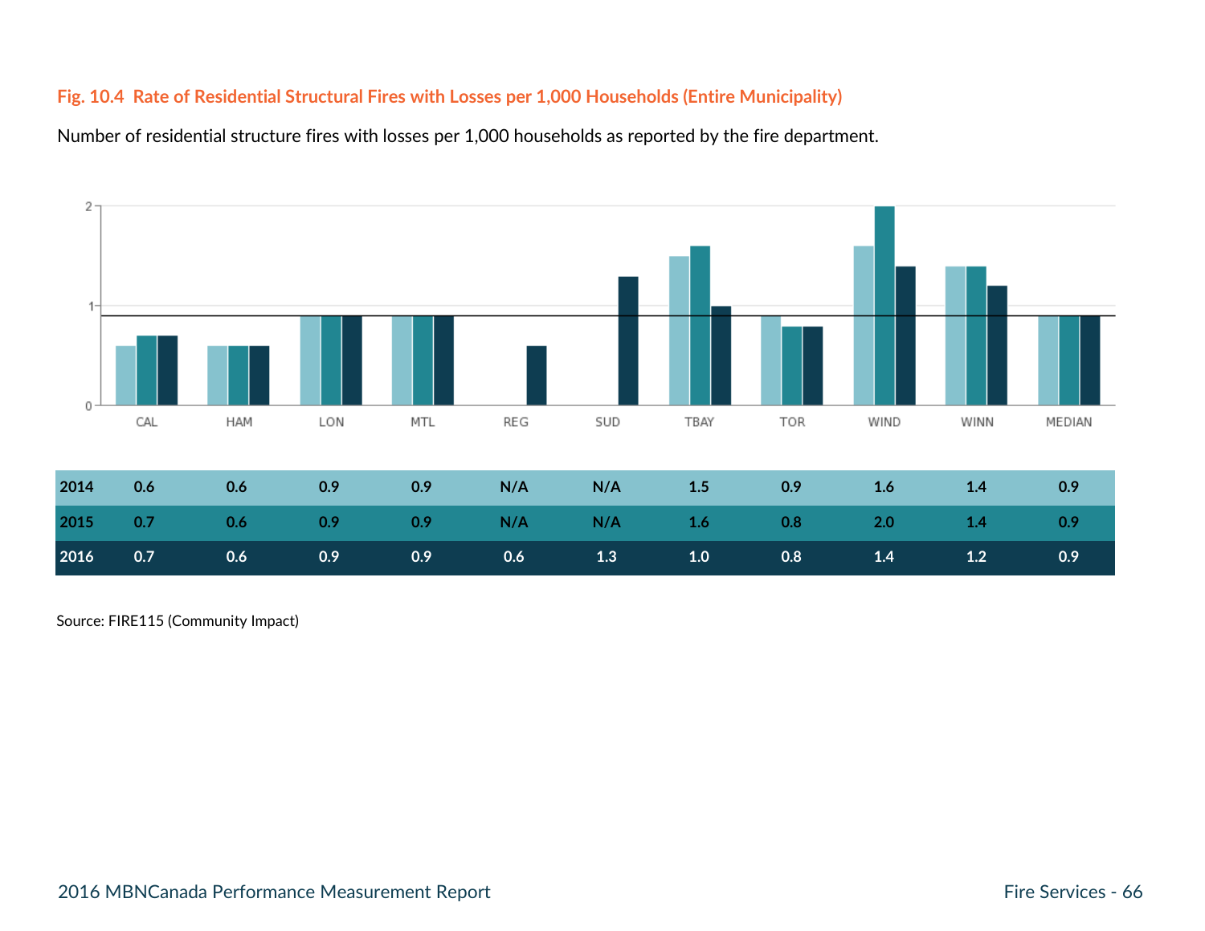**Fig. 10.4 Rate of Residential Structural Fires with Losses per 1,000 Households (Entire Municipality)**

Number of residential structure fires with losses per 1,000 households as reported by the fire department.

| | CAL | HAM | LON | MTL | REG | SUD | TBAY | TOR | WIND | WINN | MEDIAN |
|---|---|---|---|---|---|---|---|---|---|---|---|
| **2014** | 0.6 | 0.6 | 0.9 | 0.9 | N/A | N/A | 1.5 | 0.9 | 1.6 | 1.4 | 0.9 |
| **2015** | 0.7 | 0.6 | 0.9 | 0.9 | N/A | N/A | 1.6 | 0.8 | 2.0 | 1.4 | 0.9 |
| **2016** | 0.7 | 0.6 | 0.9 | 0.9 | 0.6 | 1.3 | 1.0 | 0.8 | 1.4 | 1.2 | 0.9 |

Source: FIRE115 (Community Impact)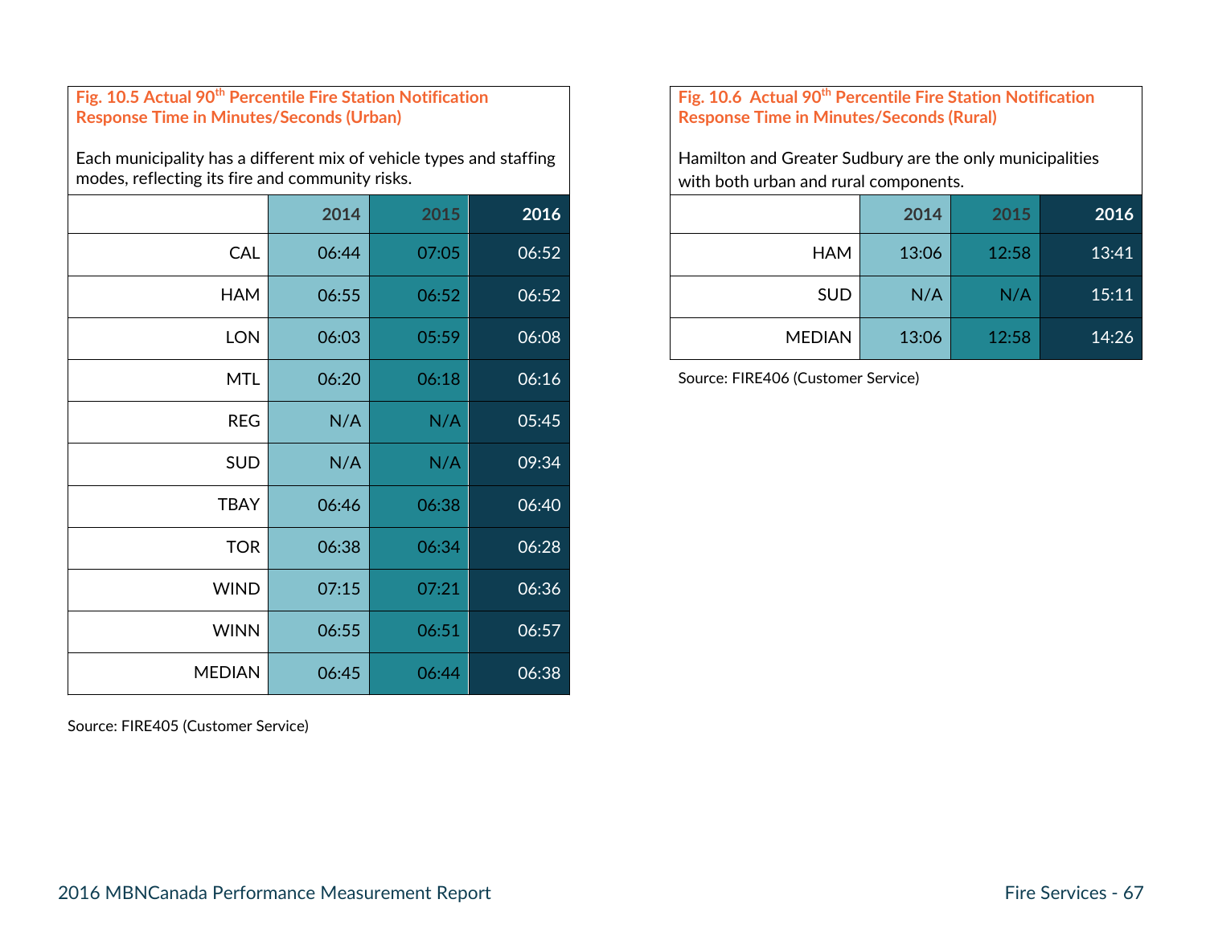**Fig. 10.5 Actual 90th Percentile Fire Station Notification Response Time in Minutes/Seconds (Urban)**

Each municipality has a different mix of vehicle types and staffing modes, reflecting its fire and community risks.

| | 2014 | 2015 | 2016 |
|---|---|---|---|
| CAL | 06:44 | 07:05 | 06:52 |
| HAM | 06:55 | 06:52 | 06:52 |
| LON | 06:03 | 05:59 | 06:08 |
| MTL | 06:20 | 06:18 | 06:16 |
| REG | N/A | N/A | 05:45 |
| SUD | N/A | N/A | 09:34 |
| TBAY | 06:46 | 06:38 | 06:40 |
| TOR | 06:38 | 06:34 | 06:28 |
| WIND | 07:15 | 07:21 | 06:36 |
| WINN | 06:55 | 06:51 | 06:57 |
| MEDIAN | 06:45 | 06:44 | 06:38 |

Source: FIRE405 (Customer Service)

**Fig. 10.6 Actual 90th Percentile Fire Station Notification Response Time in Minutes/Seconds (Rural)**

Hamilton and Greater Sudbury are the only municipalities with both urban and rural components.

| | 2014 | 2015 | 2016 |
|---|---|---|---|
| HAM | 13:06 | 12:58 | 13:41 |
| SUD | N/A | N/A | 15:11 |
| MEDIAN | 13:06 | 12:58 | 14:26 |

Source: FIRE406 (Customer Service)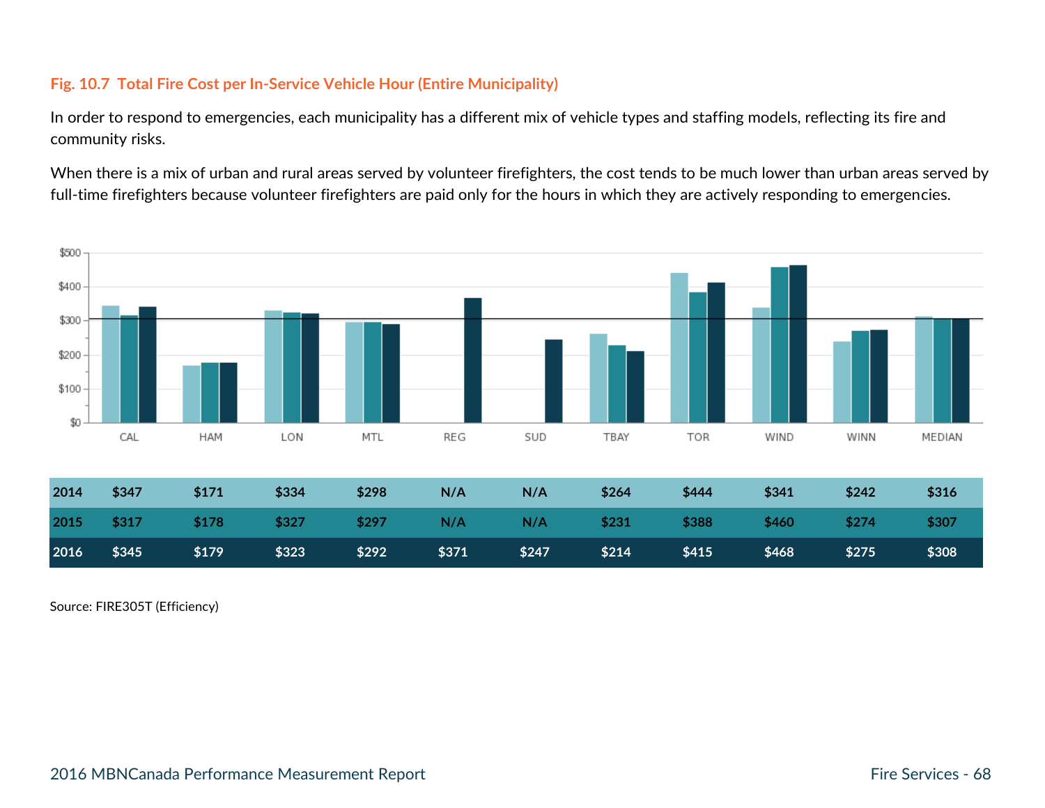### Fig. 10.7 Total Fire Cost per In-Service Vehicle Hour (Entire Municipality)

In order to respond to emergencies, each municipality has a different mix of vehicle types and staffing models, reflecting its fire and community risks.

When there is a mix of urban and rural areas served by volunteer firefighters, the cost tends to be much lower than urban areas served by full-time firefighters because volunteer firefighters are paid only for the hours in which they are actively responding to emergencies.

$500
$400
$300
$200
$100
$0

CAL HAM LON MTL REG SUD TBAY TOR WIND WINN MEDIAN

| | | | | | | | | | | | |
|---|---|---|---|---|---|---|---|---|---|---|---|
| **2014** | **$347** | **$171** | **$334** | **$298** | **N/A** | **N/A** | **$264** | **$444** | **$341** | **$242** | **$316** |
| **2015** | **$317** | **$178** | **$327** | **$297** | **N/A** | **N/A** | **$231** | **$388** | **$460** | **$274** | **$307** |
| **2016** | **$345** | **$179** | **$323** | **$292** | **$371** | **$247** | **$214** | **$415** | **$468** | **$275** | **$308** |

Source: FIRE305T (Efficiency)